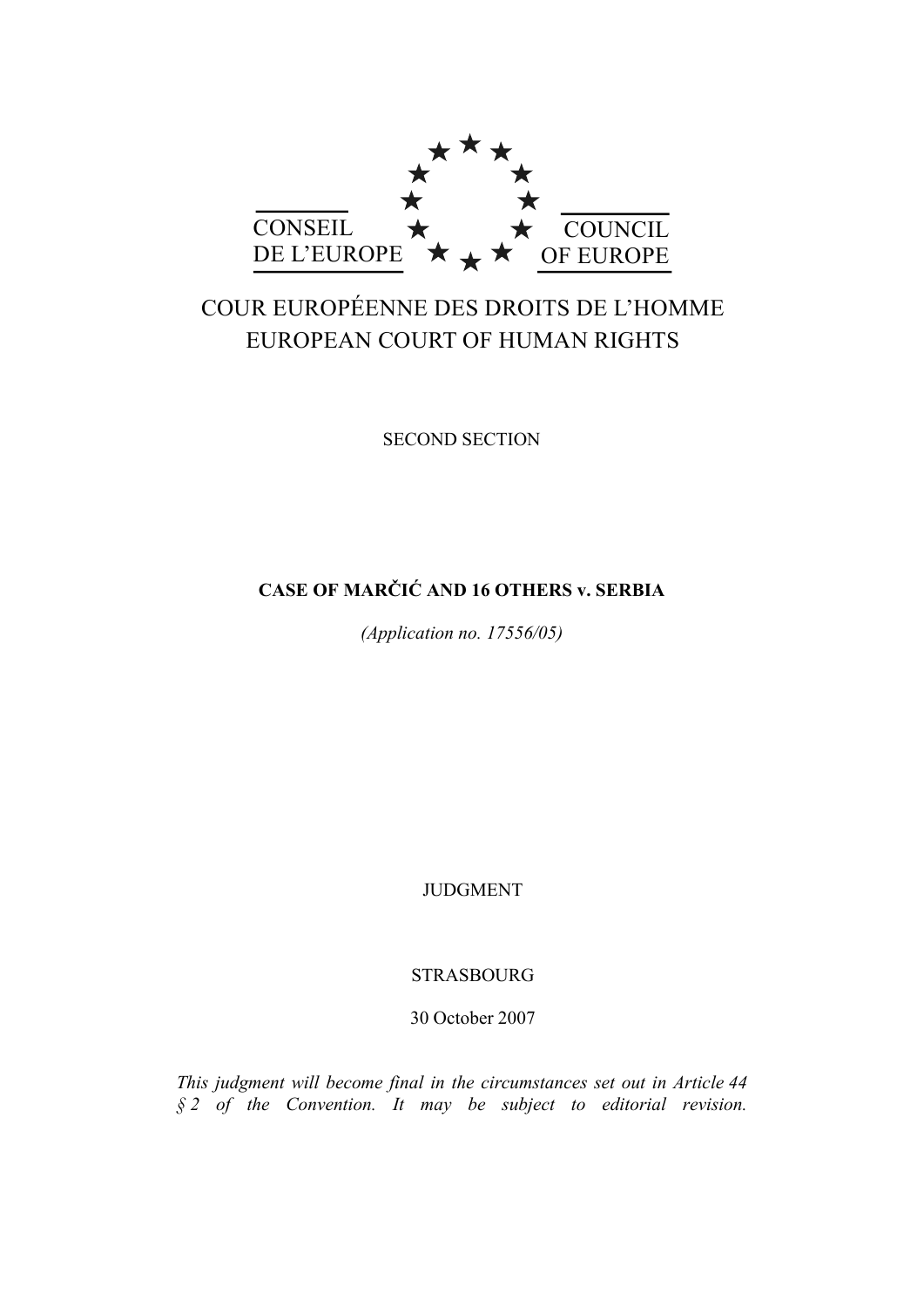CONSEIL DE L'EUROPE

COUNCIL OF EUROPE

COUR EUROPÉENNE DES DROITS DE L'HOMME
EUROPEAN COURT OF HUMAN RIGHTS

SECOND SECTION

**CASE OF MARČIĆ AND 16 OTHERS v. SERBIA**

*(Application no. 17556/05)*

JUDGMENT

STRASBOURG

30 October 2007

*This judgment will become final in the circumstances set out in Article 44 § 2 of the Convention. It may be subject to editorial revision.*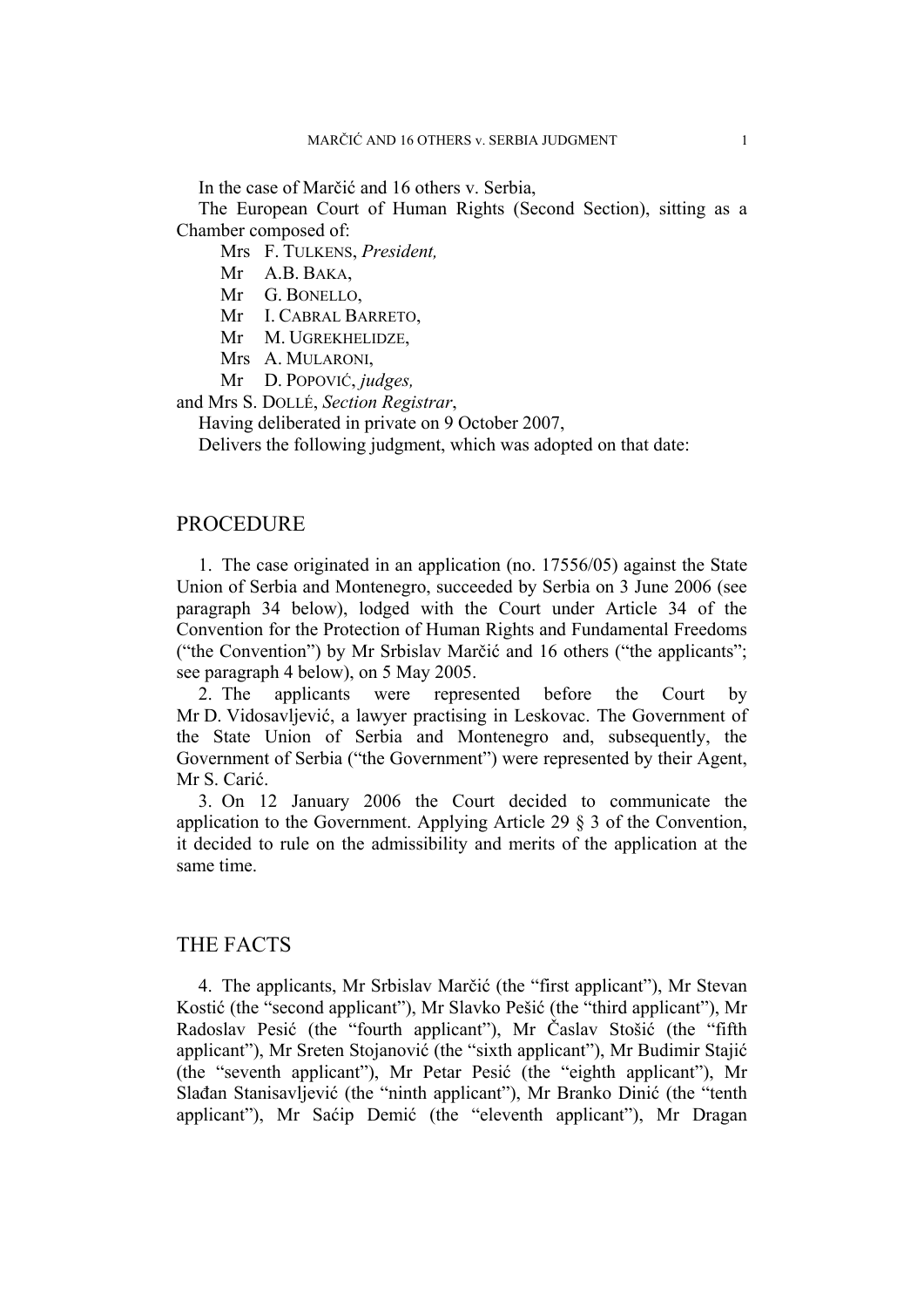In the case of Marčić and 16 others v. Serbia,

The European Court of Human Rights (Second Section), sitting as a Chamber composed of:

Mrs F. Tulkens, *President,*
Mr A.B. Baka,
Mr G. Bonello,
Mr I. Cabral Barreto,
Mr M. Ugrekhelidze,
Mrs A. Mularoni,
Mr D. Popović, *judges,*

and Mrs S. Dollé, *Section Registrar*,

Having deliberated in private on 9 October 2007,

Delivers the following judgment, which was adopted on that date:

# PROCEDURE

1. The case originated in an application (no. 17556/05) against the State Union of Serbia and Montenegro, succeeded by Serbia on 3 June 2006 (see paragraph 34 below), lodged with the Court under Article 34 of the Convention for the Protection of Human Rights and Fundamental Freedoms ("the Convention") by Mr Srbislav Marčić and 16 others ("the applicants"; see paragraph 4 below), on 5 May 2005.

2. The applicants were represented before the Court by Mr D. Vidosavljević, a lawyer practising in Leskovac. The Government of the State Union of Serbia and Montenegro and, subsequently, the Government of Serbia ("the Government") were represented by their Agent, Mr S. Carić.

3. On 12 January 2006 the Court decided to communicate the application to the Government. Applying Article 29 § 3 of the Convention, it decided to rule on the admissibility and merits of the application at the same time.

# THE FACTS

4. The applicants, Mr Srbislav Marčić (the "first applicant"), Mr Stevan Kostić (the "second applicant"), Mr Slavko Pešić (the "third applicant"), Mr Radoslav Pesić (the "fourth applicant"), Mr Časlav Stošić (the "fifth applicant"), Mr Sreten Stojanović (the "sixth applicant"), Mr Budimir Stajić (the "seventh applicant"), Mr Petar Pesić (the "eighth applicant"), Mr Slađan Stanisavljević (the "ninth applicant"), Mr Branko Dinić (the "tenth applicant"), Mr Saćip Demić (the "eleventh applicant"), Mr Dragan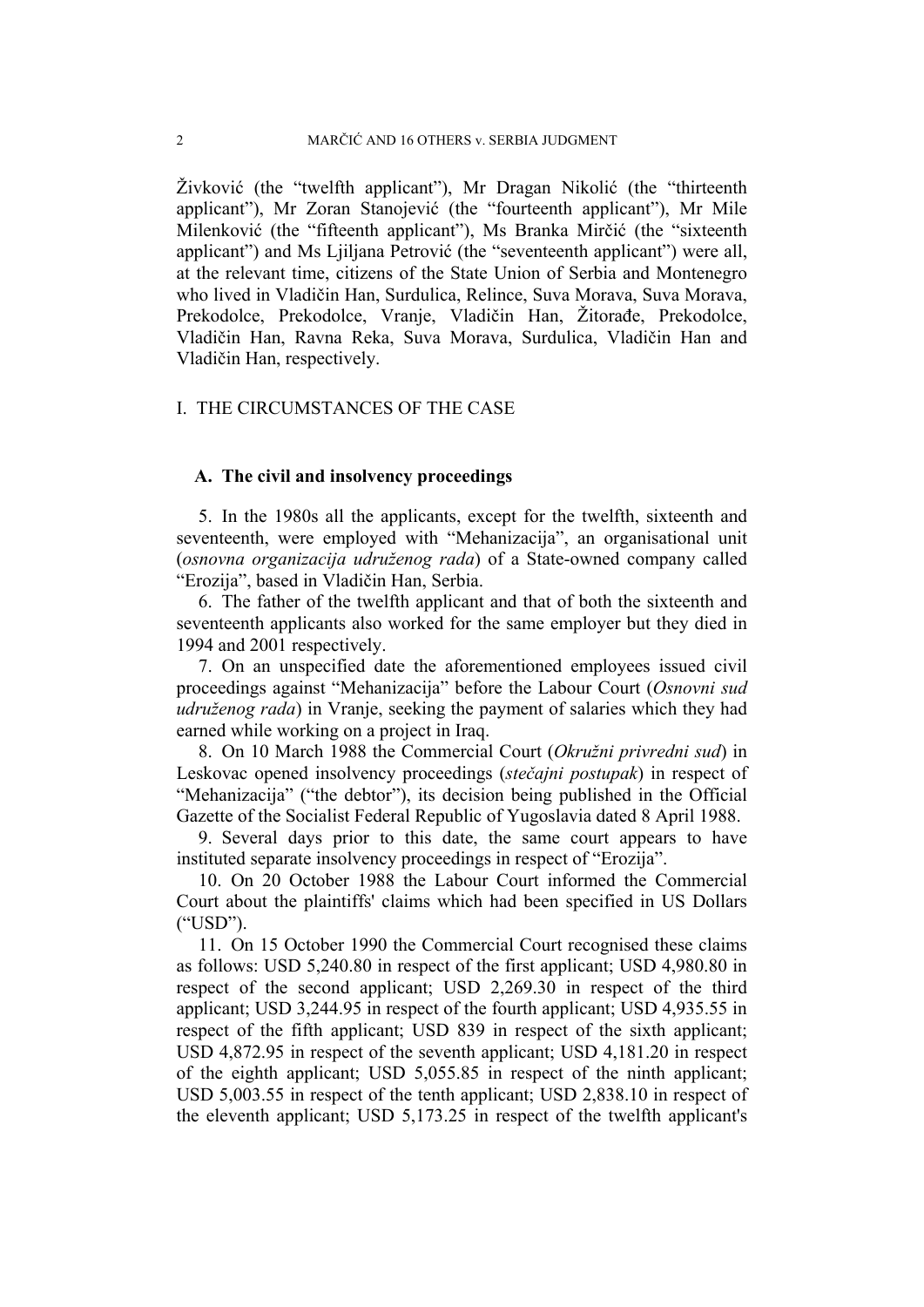Živković (the "twelfth applicant"), Mr Dragan Nikolić (the "thirteenth applicant"), Mr Zoran Stanojević (the "fourteenth applicant"), Mr Mile Milenković (the "fifteenth applicant"), Ms Branka Mirčić (the "sixteenth applicant") and Ms Ljiljana Petrović (the "seventeenth applicant") were all, at the relevant time, citizens of the State Union of Serbia and Montenegro who lived in Vladičin Han, Surdulica, Relince, Suva Morava, Suva Morava, Prekodolce, Prekodolce, Vranje, Vladičin Han, Žitorađe, Prekodolce, Vladičin Han, Ravna Reka, Suva Morava, Surdulica, Vladičin Han and Vladičin Han, respectively.

## I. THE CIRCUMSTANCES OF THE CASE

### A. The civil and insolvency proceedings

5. In the 1980s all the applicants, except for the twelfth, sixteenth and seventeenth, were employed with "Mehanizacija", an organisational unit (*osnovna organizacija udruženog rada*) of a State-owned company called "Erozija", based in Vladičin Han, Serbia.

6. The father of the twelfth applicant and that of both the sixteenth and seventeenth applicants also worked for the same employer but they died in 1994 and 2001 respectively.

7. On an unspecified date the aforementioned employees issued civil proceedings against "Mehanizacija" before the Labour Court (*Osnovni sud udruženog rada*) in Vranje, seeking the payment of salaries which they had earned while working on a project in Iraq.

8. On 10 March 1988 the Commercial Court (*Okružni privredni sud*) in Leskovac opened insolvency proceedings (*stečajni postupak*) in respect of "Mehanizacija" ("the debtor"), its decision being published in the Official Gazette of the Socialist Federal Republic of Yugoslavia dated 8 April 1988.

9. Several days prior to this date, the same court appears to have instituted separate insolvency proceedings in respect of "Erozija".

10. On 20 October 1988 the Labour Court informed the Commercial Court about the plaintiffs' claims which had been specified in US Dollars ("USD").

11. On 15 October 1990 the Commercial Court recognised these claims as follows: USD 5,240.80 in respect of the first applicant; USD 4,980.80 in respect of the second applicant; USD 2,269.30 in respect of the third applicant; USD 3,244.95 in respect of the fourth applicant; USD 4,935.55 in respect of the fifth applicant; USD 839 in respect of the sixth applicant; USD 4,872.95 in respect of the seventh applicant; USD 4,181.20 in respect of the eighth applicant; USD 5,055.85 in respect of the ninth applicant; USD 5,003.55 in respect of the tenth applicant; USD 2,838.10 in respect of the eleventh applicant; USD 5,173.25 in respect of the twelfth applicant's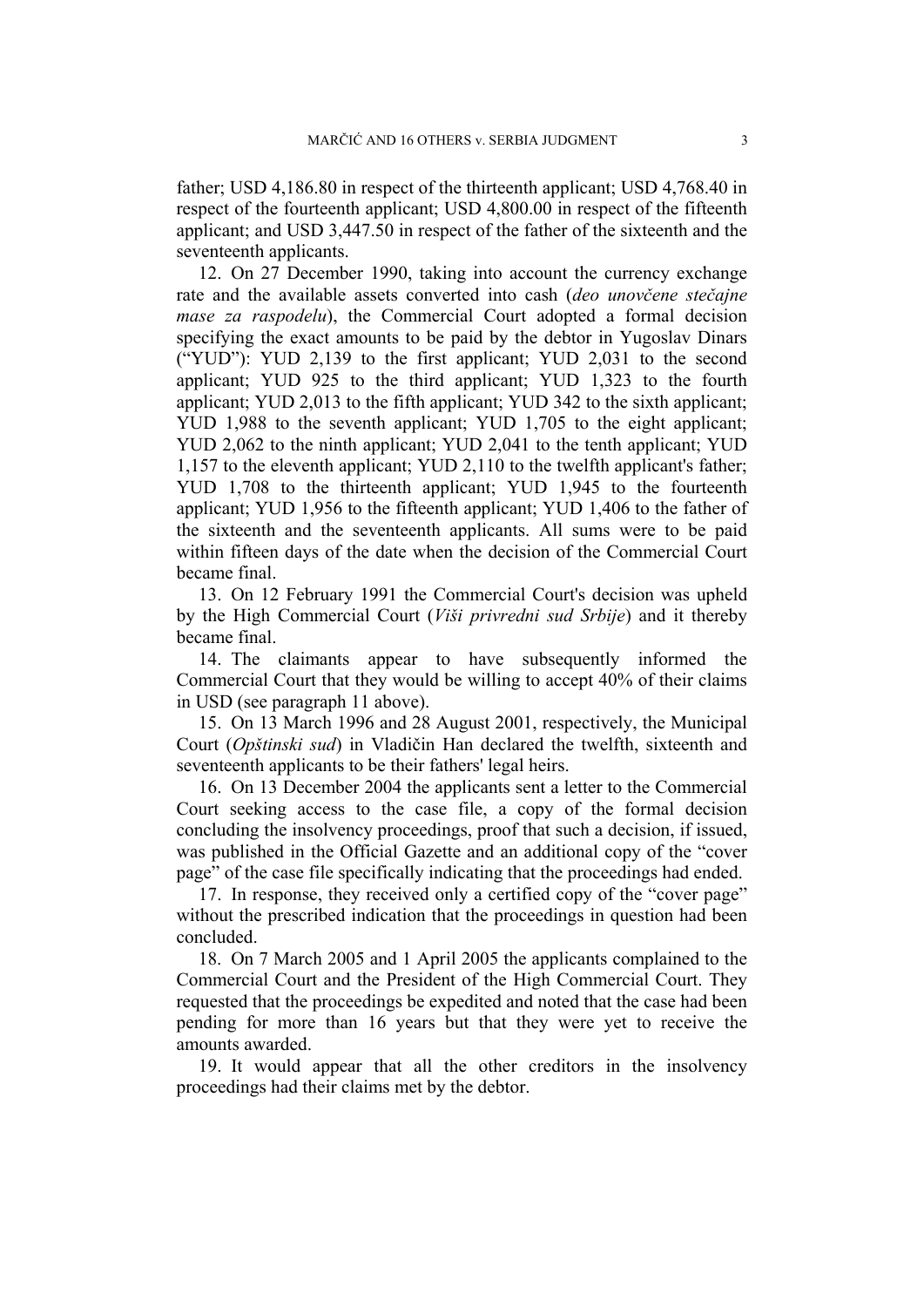father; USD 4,186.80 in respect of the thirteenth applicant; USD 4,768.40 in respect of the fourteenth applicant; USD 4,800.00 in respect of the fifteenth applicant; and USD 3,447.50 in respect of the father of the sixteenth and the seventeenth applicants.

12. On 27 December 1990, taking into account the currency exchange rate and the available assets converted into cash (*deo unovčene stečajne mase za raspodelu*), the Commercial Court adopted a formal decision specifying the exact amounts to be paid by the debtor in Yugoslav Dinars ("YUD"): YUD 2,139 to the first applicant; YUD 2,031 to the second applicant; YUD 925 to the third applicant; YUD 1,323 to the fourth applicant; YUD 2,013 to the fifth applicant; YUD 342 to the sixth applicant; YUD 1,988 to the seventh applicant; YUD 1,705 to the eight applicant; YUD 2,062 to the ninth applicant; YUD 2,041 to the tenth applicant; YUD 1,157 to the eleventh applicant; YUD 2,110 to the twelfth applicant's father; YUD 1,708 to the thirteenth applicant; YUD 1,945 to the fourteenth applicant; YUD 1,956 to the fifteenth applicant; YUD 1,406 to the father of the sixteenth and the seventeenth applicants. All sums were to be paid within fifteen days of the date when the decision of the Commercial Court became final.

13. On 12 February 1991 the Commercial Court's decision was upheld by the High Commercial Court (*Viši privredni sud Srbije*) and it thereby became final.

14. The claimants appear to have subsequently informed the Commercial Court that they would be willing to accept 40% of their claims in USD (see paragraph 11 above).

15. On 13 March 1996 and 28 August 2001, respectively, the Municipal Court (*Opštinski sud*) in Vladičin Han declared the twelfth, sixteenth and seventeenth applicants to be their fathers' legal heirs.

16. On 13 December 2004 the applicants sent a letter to the Commercial Court seeking access to the case file, a copy of the formal decision concluding the insolvency proceedings, proof that such a decision, if issued, was published in the Official Gazette and an additional copy of the "cover page" of the case file specifically indicating that the proceedings had ended.

17. In response, they received only a certified copy of the "cover page" without the prescribed indication that the proceedings in question had been concluded.

18. On 7 March 2005 and 1 April 2005 the applicants complained to the Commercial Court and the President of the High Commercial Court. They requested that the proceedings be expedited and noted that the case had been pending for more than 16 years but that they were yet to receive the amounts awarded.

19. It would appear that all the other creditors in the insolvency proceedings had their claims met by the debtor.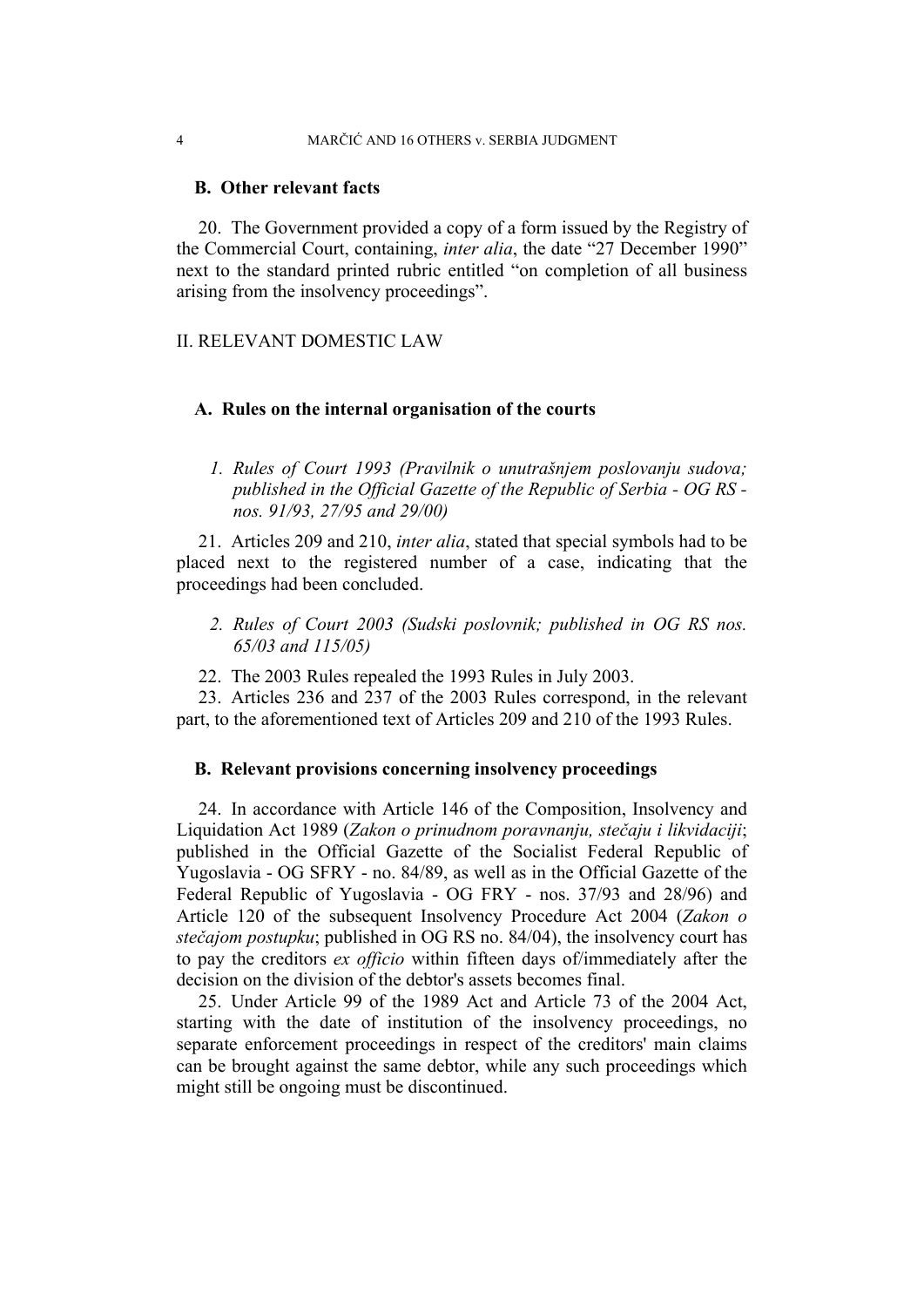### B. Other relevant facts

20. The Government provided a copy of a form issued by the Registry of the Commercial Court, containing, *inter alia*, the date "27 December 1990" next to the standard printed rubric entitled "on completion of all business arising from the insolvency proceedings".

## II. RELEVANT DOMESTIC LAW

### A. Rules on the internal organisation of the courts

#### *1. Rules of Court 1993 (Pravilnik o unutrašnjem poslovanju sudova; published in the Official Gazette of the Republic of Serbia - OG RS - nos. 91/93, 27/95 and 29/00)*

21. Articles 209 and 210, *inter alia*, stated that special symbols had to be placed next to the registered number of a case, indicating that the proceedings had been concluded.

#### *2. Rules of Court 2003 (Sudski poslovnik; published in OG RS nos. 65/03 and 115/05)*

22. The 2003 Rules repealed the 1993 Rules in July 2003.

23. Articles 236 and 237 of the 2003 Rules correspond, in the relevant part, to the aforementioned text of Articles 209 and 210 of the 1993 Rules.

### B. Relevant provisions concerning insolvency proceedings

24. In accordance with Article 146 of the Composition, Insolvency and Liquidation Act 1989 (*Zakon o prinudnom poravnanju, stečaju i likvidaciji*; published in the Official Gazette of the Socialist Federal Republic of Yugoslavia - OG SFRY - no. 84/89, as well as in the Official Gazette of the Federal Republic of Yugoslavia - OG FRY - nos. 37/93 and 28/96) and Article 120 of the subsequent Insolvency Procedure Act 2004 (*Zakon o stečajom postupku*; published in OG RS no. 84/04), the insolvency court has to pay the creditors *ex officio* within fifteen days of/immediately after the decision on the division of the debtor's assets becomes final.

25. Under Article 99 of the 1989 Act and Article 73 of the 2004 Act, starting with the date of institution of the insolvency proceedings, no separate enforcement proceedings in respect of the creditors' main claims can be brought against the same debtor, while any such proceedings which might still be ongoing must be discontinued.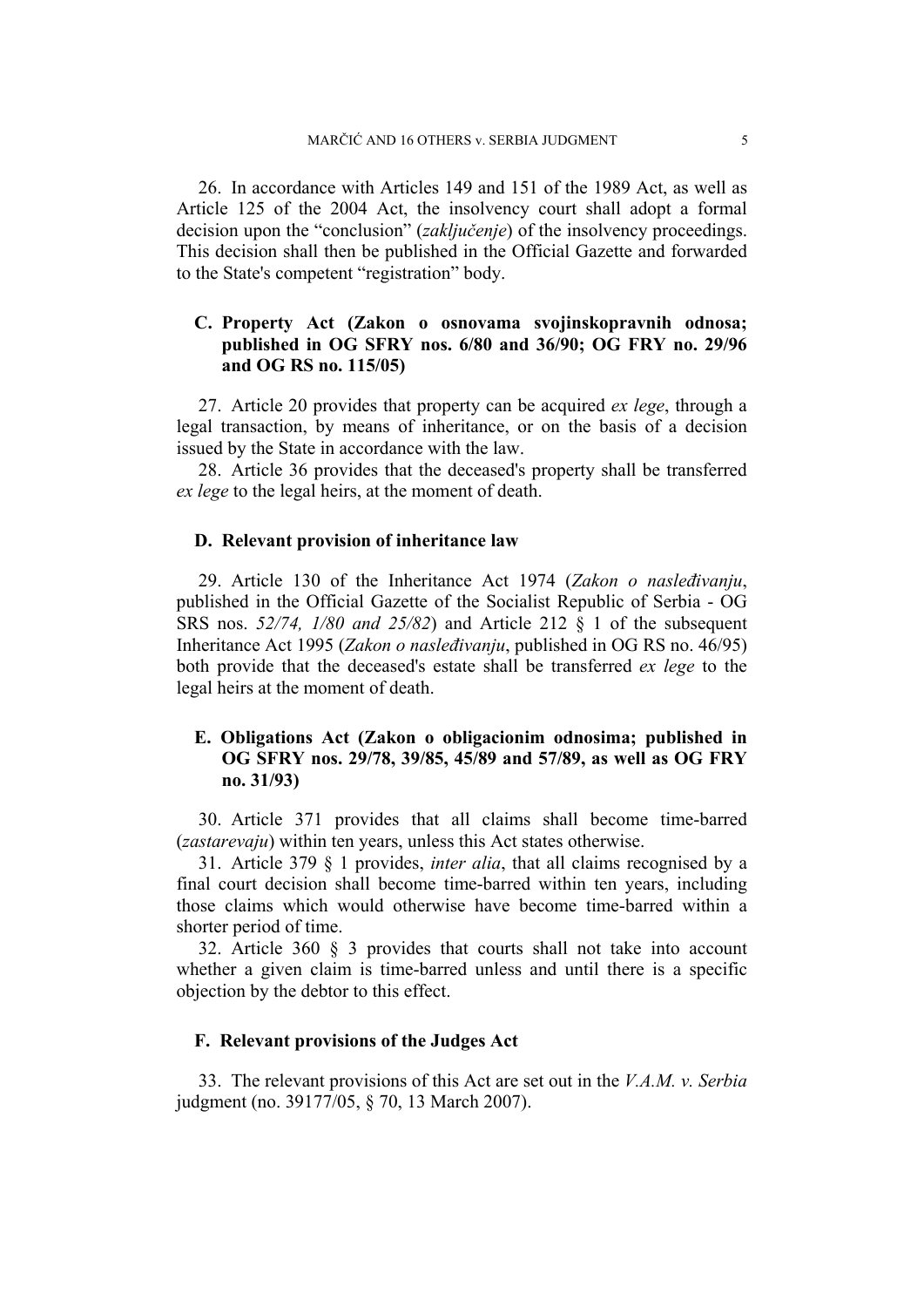26. In accordance with Articles 149 and 151 of the 1989 Act, as well as Article 125 of the 2004 Act, the insolvency court shall adopt a formal decision upon the "conclusion" (*zaključenje*) of the insolvency proceedings. This decision shall then be published in the Official Gazette and forwarded to the State's competent "registration" body.

### C. Property Act (Zakon o osnovama svojinskopravnih odnosa; published in OG SFRY nos. 6/80 and 36/90; OG FRY no. 29/96 and OG RS no. 115/05)

27. Article 20 provides that property can be acquired *ex lege*, through a legal transaction, by means of inheritance, or on the basis of a decision issued by the State in accordance with the law.

28. Article 36 provides that the deceased's property shall be transferred *ex lege* to the legal heirs, at the moment of death.

### D. Relevant provision of inheritance law

29. Article 130 of the Inheritance Act 1974 (*Zakon o nasleđivanju*, published in the Official Gazette of the Socialist Republic of Serbia - OG SRS nos. *52/74, 1/80 and 25/82*) and Article 212 § 1 of the subsequent Inheritance Act 1995 (*Zakon o nasleđivanju*, published in OG RS no. 46/95) both provide that the deceased's estate shall be transferred *ex lege* to the legal heirs at the moment of death.

### E. Obligations Act (Zakon o obligacionim odnosima; published in OG SFRY nos. 29/78, 39/85, 45/89 and 57/89, as well as OG FRY no. 31/93)

30. Article 371 provides that all claims shall become time-barred (*zastarevaju*) within ten years, unless this Act states otherwise.

31. Article 379 § 1 provides, *inter alia*, that all claims recognised by a final court decision shall become time-barred within ten years, including those claims which would otherwise have become time-barred within a shorter period of time.

32. Article 360 § 3 provides that courts shall not take into account whether a given claim is time-barred unless and until there is a specific objection by the debtor to this effect.

### F. Relevant provisions of the Judges Act

33. The relevant provisions of this Act are set out in the *V.A.M. v. Serbia* judgment (no. 39177/05, § 70, 13 March 2007).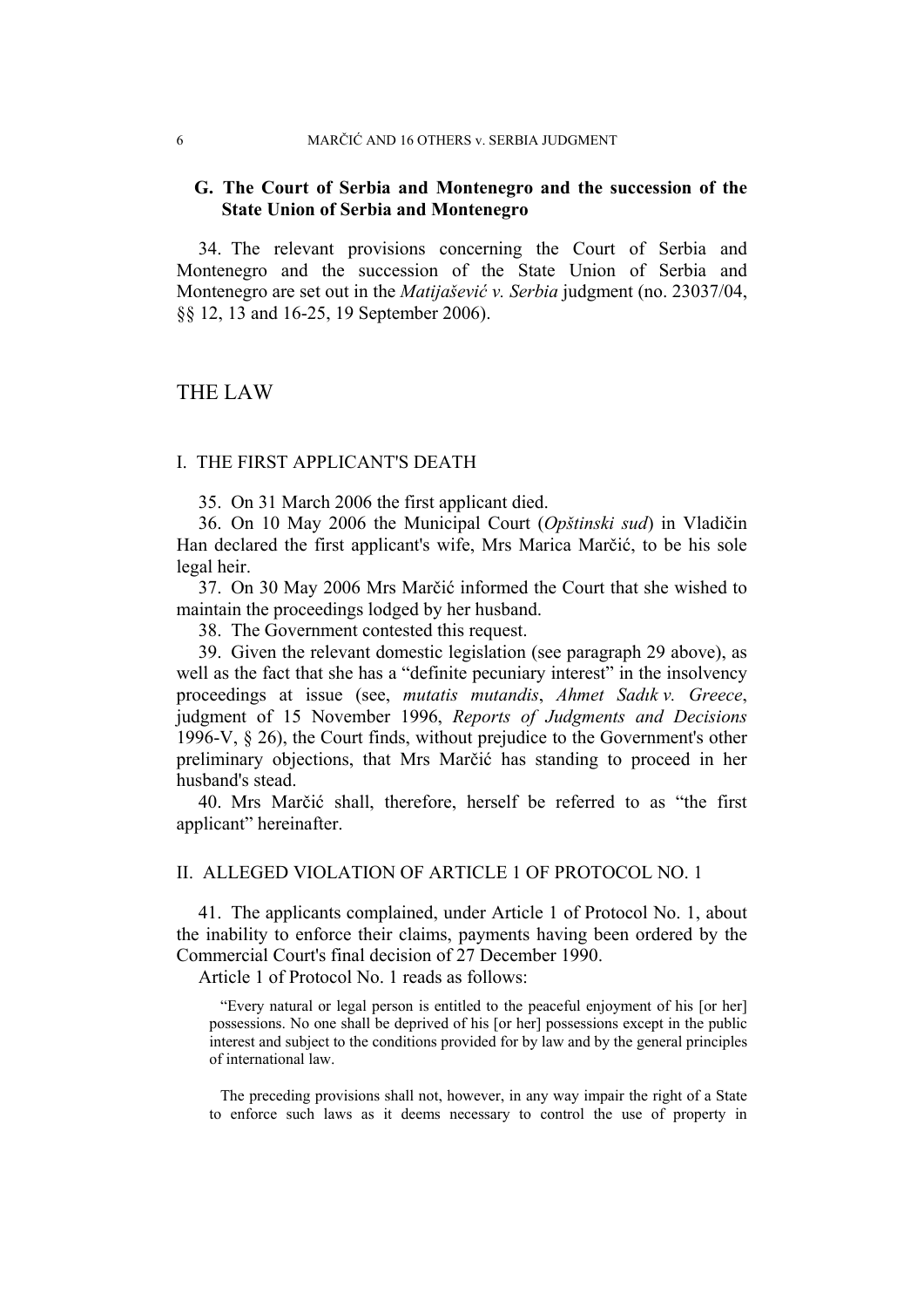### G. The Court of Serbia and Montenegro and the succession of the State Union of Serbia and Montenegro

34. The relevant provisions concerning the Court of Serbia and Montenegro and the succession of the State Union of Serbia and Montenegro are set out in the *Matijašević v. Serbia* judgment (no. 23037/04, §§ 12, 13 and 16-25, 19 September 2006).

## THE LAW

### I. THE FIRST APPLICANT'S DEATH

35. On 31 March 2006 the first applicant died.

36. On 10 May 2006 the Municipal Court (*Opštinski sud*) in Vladičin Han declared the first applicant's wife, Mrs Marica Marčić, to be his sole legal heir.

37. On 30 May 2006 Mrs Marčić informed the Court that she wished to maintain the proceedings lodged by her husband.

38. The Government contested this request.

39. Given the relevant domestic legislation (see paragraph 29 above), as well as the fact that she has a "definite pecuniary interest" in the insolvency proceedings at issue (see, *mutatis mutandis*, *Ahmet Sadık v. Greece*, judgment of 15 November 1996, *Reports of Judgments and Decisions* 1996-V, § 26), the Court finds, without prejudice to the Government's other preliminary objections, that Mrs Marčić has standing to proceed in her husband's stead.

40. Mrs Marčić shall, therefore, herself be referred to as "the first applicant" hereinafter.

### II. ALLEGED VIOLATION OF ARTICLE 1 OF PROTOCOL NO. 1

41. The applicants complained, under Article 1 of Protocol No. 1, about the inability to enforce their claims, payments having been ordered by the Commercial Court's final decision of 27 December 1990.

Article 1 of Protocol No. 1 reads as follows:

> "Every natural or legal person is entitled to the peaceful enjoyment of his [or her] possessions. No one shall be deprived of his [or her] possessions except in the public interest and subject to the conditions provided for by law and by the general principles of international law.
>
> The preceding provisions shall not, however, in any way impair the right of a State to enforce such laws as it deems necessary to control the use of property in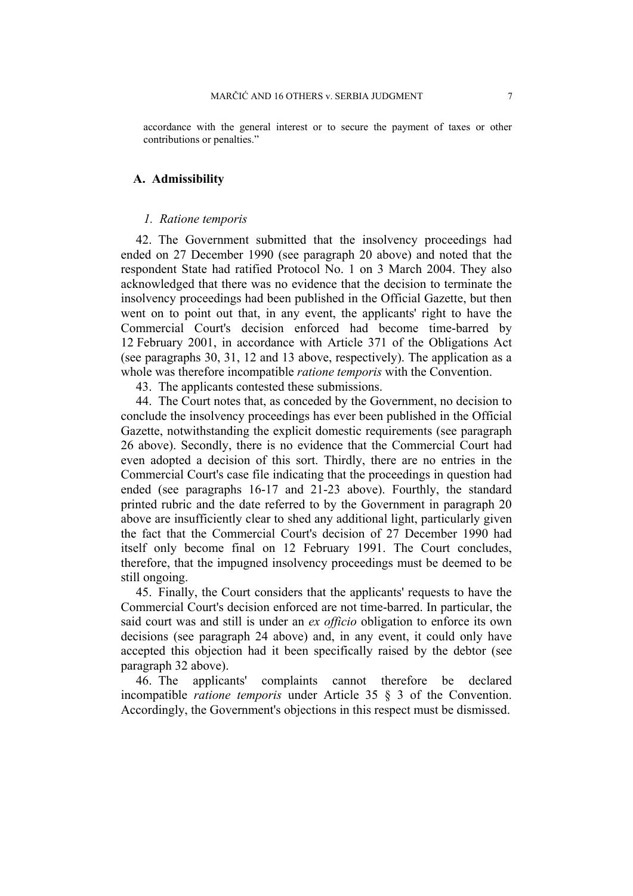accordance with the general interest or to secure the payment of taxes or other contributions or penalties."

## A. Admissibility

### *1. Ratione temporis*

42. The Government submitted that the insolvency proceedings had ended on 27 December 1990 (see paragraph 20 above) and noted that the respondent State had ratified Protocol No. 1 on 3 March 2004. They also acknowledged that there was no evidence that the decision to terminate the insolvency proceedings had been published in the Official Gazette, but then went on to point out that, in any event, the applicants' right to have the Commercial Court's decision enforced had become time-barred by 12 February 2001, in accordance with Article 371 of the Obligations Act (see paragraphs 30, 31, 12 and 13 above, respectively). The application as a whole was therefore incompatible *ratione temporis* with the Convention.

43. The applicants contested these submissions.

44. The Court notes that, as conceded by the Government, no decision to conclude the insolvency proceedings has ever been published in the Official Gazette, notwithstanding the explicit domestic requirements (see paragraph 26 above). Secondly, there is no evidence that the Commercial Court had even adopted a decision of this sort. Thirdly, there are no entries in the Commercial Court's case file indicating that the proceedings in question had ended (see paragraphs 16-17 and 21-23 above). Fourthly, the standard printed rubric and the date referred to by the Government in paragraph 20 above are insufficiently clear to shed any additional light, particularly given the fact that the Commercial Court's decision of 27 December 1990 had itself only become final on 12 February 1991. The Court concludes, therefore, that the impugned insolvency proceedings must be deemed to be still ongoing.

45. Finally, the Court considers that the applicants' requests to have the Commercial Court's decision enforced are not time-barred. In particular, the said court was and still is under an *ex officio* obligation to enforce its own decisions (see paragraph 24 above) and, in any event, it could only have accepted this objection had it been specifically raised by the debtor (see paragraph 32 above).

46. The applicants' complaints cannot therefore be declared incompatible *ratione temporis* under Article 35 § 3 of the Convention. Accordingly, the Government's objections in this respect must be dismissed.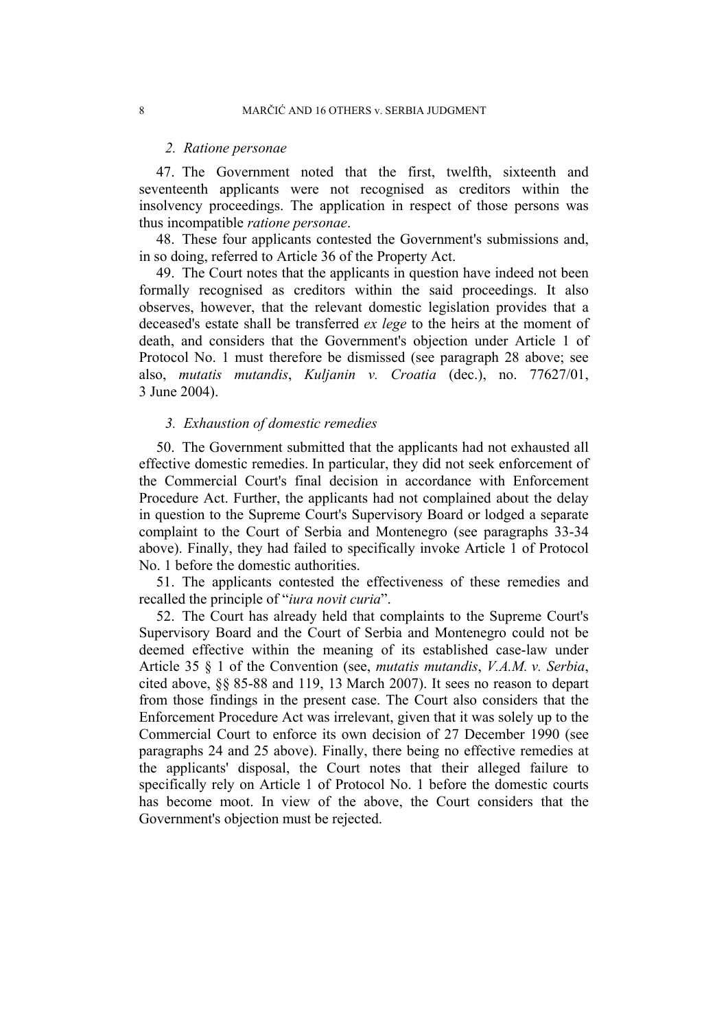### 2. *Ratione personae*

47. The Government noted that the first, twelfth, sixteenth and seventeenth applicants were not recognised as creditors within the insolvency proceedings. The application in respect of those persons was thus incompatible *ratione personae*.

48. These four applicants contested the Government's submissions and, in so doing, referred to Article 36 of the Property Act.

49. The Court notes that the applicants in question have indeed not been formally recognised as creditors within the said proceedings. It also observes, however, that the relevant domestic legislation provides that a deceased's estate shall be transferred *ex lege* to the heirs at the moment of death, and considers that the Government's objection under Article 1 of Protocol No. 1 must therefore be dismissed (see paragraph 28 above; see also, *mutatis mutandis*, *Kuljanin v. Croatia* (dec.), no. 77627/01, 3 June 2004).

### 3. Exhaustion of domestic remedies

50. The Government submitted that the applicants had not exhausted all effective domestic remedies. In particular, they did not seek enforcement of the Commercial Court's final decision in accordance with Enforcement Procedure Act. Further, the applicants had not complained about the delay in question to the Supreme Court's Supervisory Board or lodged a separate complaint to the Court of Serbia and Montenegro (see paragraphs 33-34 above). Finally, they had failed to specifically invoke Article 1 of Protocol No. 1 before the domestic authorities.

51. The applicants contested the effectiveness of these remedies and recalled the principle of "*iura novit curia*".

52. The Court has already held that complaints to the Supreme Court's Supervisory Board and the Court of Serbia and Montenegro could not be deemed effective within the meaning of its established case-law under Article 35 § 1 of the Convention (see, *mutatis mutandis*, *V.A.M. v. Serbia*, cited above, §§ 85-88 and 119, 13 March 2007). It sees no reason to depart from those findings in the present case. The Court also considers that the Enforcement Procedure Act was irrelevant, given that it was solely up to the Commercial Court to enforce its own decision of 27 December 1990 (see paragraphs 24 and 25 above). Finally, there being no effective remedies at the applicants' disposal, the Court notes that their alleged failure to specifically rely on Article 1 of Protocol No. 1 before the domestic courts has become moot. In view of the above, the Court considers that the Government's objection must be rejected.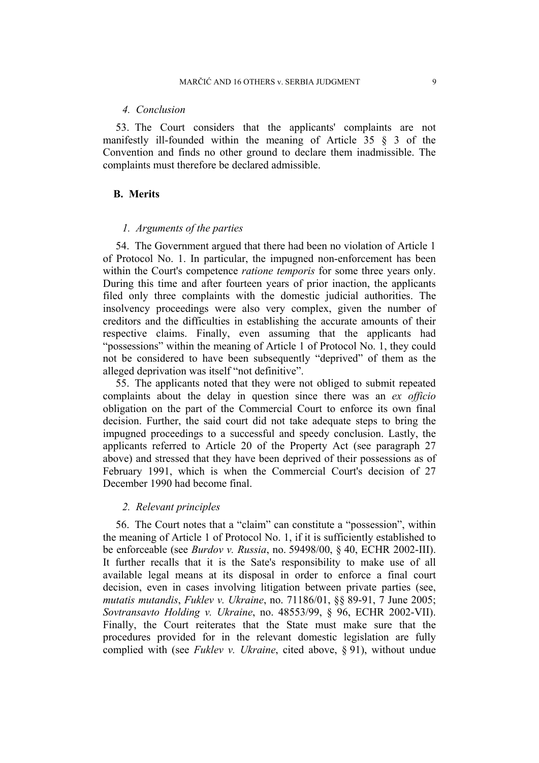### *4. Conclusion*

53. The Court considers that the applicants' complaints are not manifestly ill-founded within the meaning of Article 35 § 3 of the Convention and finds no other ground to declare them inadmissible. The complaints must therefore be declared admissible.

## **B. Merits**

### *1. Arguments of the parties*

54. The Government argued that there had been no violation of Article 1 of Protocol No. 1. In particular, the impugned non-enforcement has been within the Court's competence *ratione temporis* for some three years only. During this time and after fourteen years of prior inaction, the applicants filed only three complaints with the domestic judicial authorities. The insolvency proceedings were also very complex, given the number of creditors and the difficulties in establishing the accurate amounts of their respective claims. Finally, even assuming that the applicants had "possessions" within the meaning of Article 1 of Protocol No. 1, they could not be considered to have been subsequently "deprived" of them as the alleged deprivation was itself "not definitive".

55. The applicants noted that they were not obliged to submit repeated complaints about the delay in question since there was an *ex officio* obligation on the part of the Commercial Court to enforce its own final decision. Further, the said court did not take adequate steps to bring the impugned proceedings to a successful and speedy conclusion. Lastly, the applicants referred to Article 20 of the Property Act (see paragraph 27 above) and stressed that they have been deprived of their possessions as of February 1991, which is when the Commercial Court's decision of 27 December 1990 had become final.

### *2. Relevant principles*

56. The Court notes that a "claim" can constitute a "possession", within the meaning of Article 1 of Protocol No. 1, if it is sufficiently established to be enforceable (see *Burdov v. Russia*, no. 59498/00, § 40, ECHR 2002-III). It further recalls that it is the Sate's responsibility to make use of all available legal means at its disposal in order to enforce a final court decision, even in cases involving litigation between private parties (see, *mutatis mutandis*, *Fuklev v. Ukraine*, no. 71186/01, §§ 89-91, 7 June 2005; *Sovtransavto Holding v. Ukraine*, no. 48553/99, § 96, ECHR 2002-VII). Finally, the Court reiterates that the State must make sure that the procedures provided for in the relevant domestic legislation are fully complied with (see *Fuklev v. Ukraine*, cited above, § 91), without undue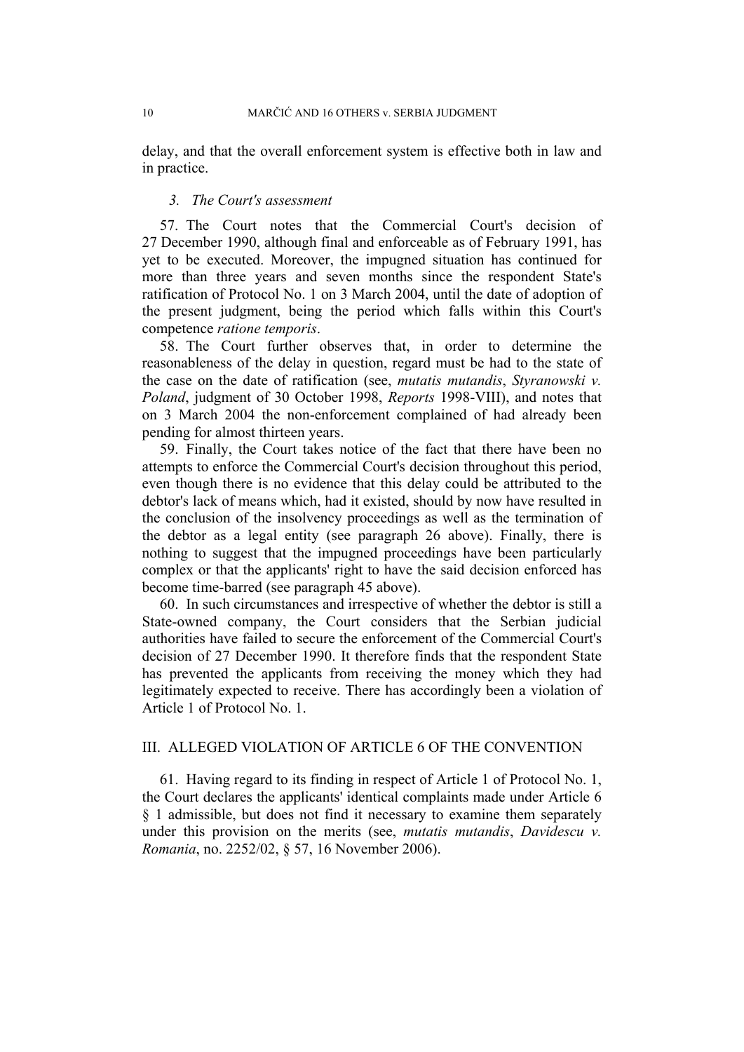delay, and that the overall enforcement system is effective both in law and in practice.

### *3. The Court's assessment*

57. The Court notes that the Commercial Court's decision of 27 December 1990, although final and enforceable as of February 1991, has yet to be executed. Moreover, the impugned situation has continued for more than three years and seven months since the respondent State's ratification of Protocol No. 1 on 3 March 2004, until the date of adoption of the present judgment, being the period which falls within this Court's competence *ratione temporis*.

58. The Court further observes that, in order to determine the reasonableness of the delay in question, regard must be had to the state of the case on the date of ratification (see, *mutatis mutandis*, *Styranowski v. Poland*, judgment of 30 October 1998, *Reports* 1998-VIII), and notes that on 3 March 2004 the non-enforcement complained of had already been pending for almost thirteen years.

59. Finally, the Court takes notice of the fact that there have been no attempts to enforce the Commercial Court's decision throughout this period, even though there is no evidence that this delay could be attributed to the debtor's lack of means which, had it existed, should by now have resulted in the conclusion of the insolvency proceedings as well as the termination of the debtor as a legal entity (see paragraph 26 above). Finally, there is nothing to suggest that the impugned proceedings have been particularly complex or that the applicants' right to have the said decision enforced has become time-barred (see paragraph 45 above).

60. In such circumstances and irrespective of whether the debtor is still a State-owned company, the Court considers that the Serbian judicial authorities have failed to secure the enforcement of the Commercial Court's decision of 27 December 1990. It therefore finds that the respondent State has prevented the applicants from receiving the money which they had legitimately expected to receive. There has accordingly been a violation of Article 1 of Protocol No. 1.

## III. ALLEGED VIOLATION OF ARTICLE 6 OF THE CONVENTION

61. Having regard to its finding in respect of Article 1 of Protocol No. 1, the Court declares the applicants' identical complaints made under Article 6 § 1 admissible, but does not find it necessary to examine them separately under this provision on the merits (see, *mutatis mutandis*, *Davidescu v. Romania*, no. 2252/02, § 57, 16 November 2006).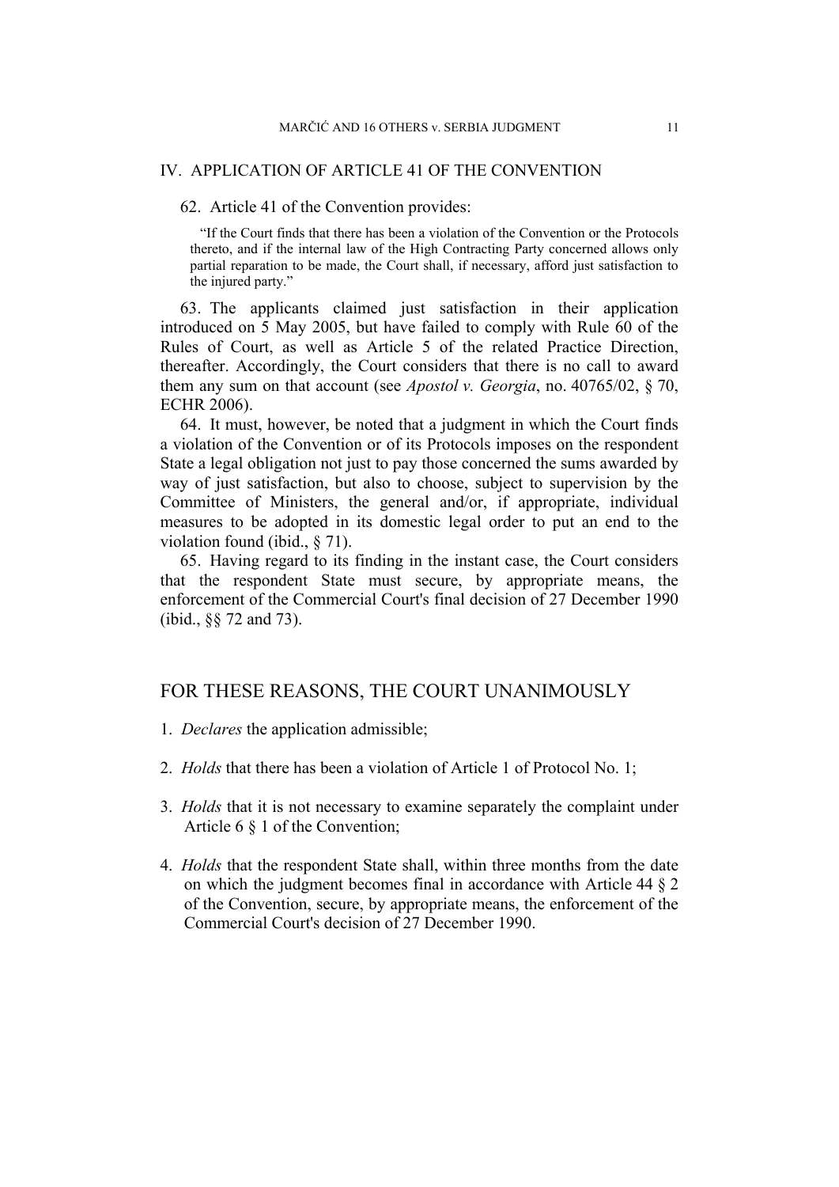## IV. APPLICATION OF ARTICLE 41 OF THE CONVENTION

62. Article 41 of the Convention provides:

> "If the Court finds that there has been a violation of the Convention or the Protocols thereto, and if the internal law of the High Contracting Party concerned allows only partial reparation to be made, the Court shall, if necessary, afford just satisfaction to the injured party."

63. The applicants claimed just satisfaction in their application introduced on 5 May 2005, but have failed to comply with Rule 60 of the Rules of Court, as well as Article 5 of the related Practice Direction, thereafter. Accordingly, the Court considers that there is no call to award them any sum on that account (see *Apostol v. Georgia*, no. 40765/02, § 70, ECHR 2006).

64. It must, however, be noted that a judgment in which the Court finds a violation of the Convention or of its Protocols imposes on the respondent State a legal obligation not just to pay those concerned the sums awarded by way of just satisfaction, but also to choose, subject to supervision by the Committee of Ministers, the general and/or, if appropriate, individual measures to be adopted in its domestic legal order to put an end to the violation found (ibid., § 71).

65. Having regard to its finding in the instant case, the Court considers that the respondent State must secure, by appropriate means, the enforcement of the Commercial Court's final decision of 27 December 1990 (ibid., §§ 72 and 73).

## FOR THESE REASONS, THE COURT UNANIMOUSLY

1. *Declares* the application admissible;

2. *Holds* that there has been a violation of Article 1 of Protocol No. 1;

3. *Holds* that it is not necessary to examine separately the complaint under Article 6 § 1 of the Convention;

4. *Holds* that the respondent State shall, within three months from the date on which the judgment becomes final in accordance with Article 44 § 2 of the Convention, secure, by appropriate means, the enforcement of the Commercial Court's decision of 27 December 1990.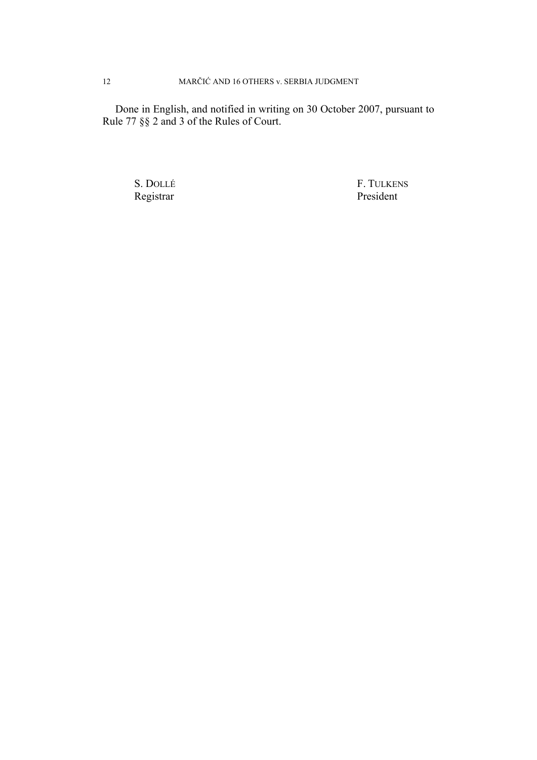Done in English, and notified in writing on 30 October 2007, pursuant to Rule 77 §§ 2 and 3 of the Rules of Court.

| | |
|---|---|
| S. DOLLÉ | F. TULKENS |
| Registrar | President |